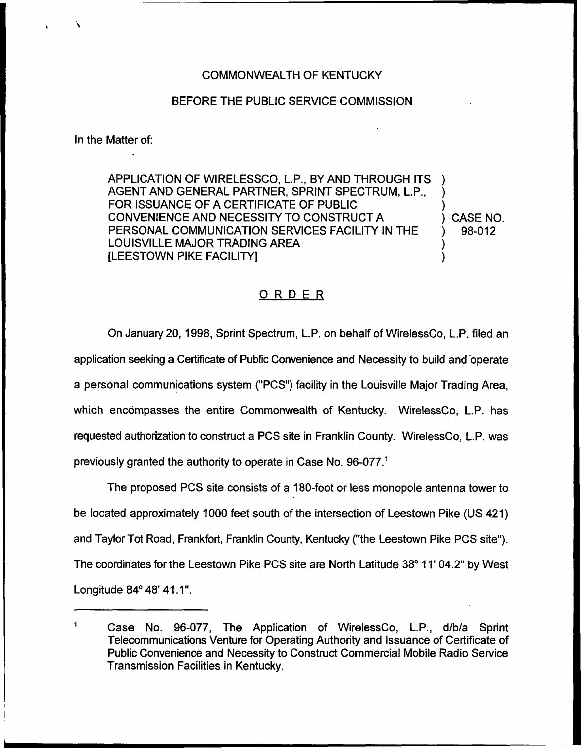COMMONWEALTH OF KENTUCKY

BEFORE THE PUBLIC SERVICE COMMISSION

In the Matter of:

| | | |
|---|---|---|
| APPLICATION OF WIRELESSCO, L.P., BY AND THROUGH ITS AGENT AND GENERAL PARTNER, SPRINT SPECTRUM, L.P., FOR ISSUANCE OF A CERTIFICATE OF PUBLIC CONVENIENCE AND NECESSITY TO CONSTRUCT A PERSONAL COMMUNICATION SERVICES FACILITY IN THE LOUISVILLE MAJOR TRADING AREA [LEESTOWN PIKE FACILITY] | ) | CASE NO. 98-012 |

## ORDER

On January 20, 1998, Sprint Spectrum, L.P. on behalf of WirelessCo, L.P. filed an application seeking a Certificate of Public Convenience and Necessity to build and operate a personal communications system ("PCS") facility in the Louisville Major Trading Area, which encompasses the entire Commonwealth of Kentucky. WirelessCo, L.P. has requested authorization to construct a PCS site in Franklin County. WirelessCo, L.P. was previously granted the authority to operate in Case No. 96-077.[1]

The proposed PCS site consists of a 180-foot or less monopole antenna tower to be located approximately 1000 feet south of the intersection of Leestown Pike (US 421) and Taylor Tot Road, Frankfort, Franklin County, Kentucky ("the Leestown Pike PCS site"). The coordinates for the Leestown Pike PCS site are North Latitude 38° 11' 04.2" by West Longitude 84° 48' 41.1".

---

[1] Case No. 96-077, The Application of WirelessCo, L.P., d/b/a Sprint Telecommunications Venture for Operating Authority and Issuance of Certificate of Public Convenience and Necessity to Construct Commercial Mobile Radio Service Transmission Facilities in Kentucky.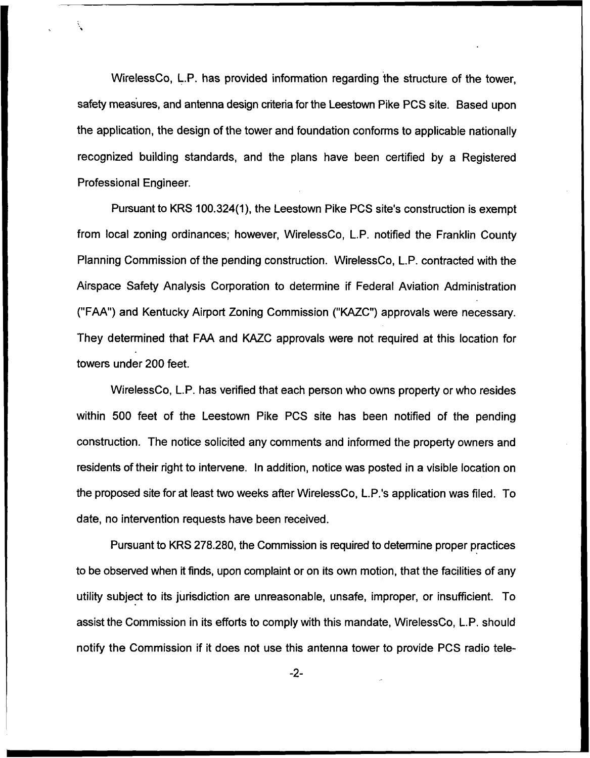WirelessCo, L.P. has provided information regarding the structure of the tower, safety measures, and antenna design criteria for the Leestown Pike PCS site. Based upon the application, the design of the tower and foundation conforms to applicable nationally recognized building standards, and the plans have been certified by a Registered Professional Engineer.

Pursuant to KRS 100.324(1), the Leestown Pike PCS site's construction is exempt from local zoning ordinances; however, WirelessCo, L.P. notified the Franklin County Planning Commission of the pending construction. WirelessCo, L.P. contracted with the Airspace Safety Analysis Corporation to determine if Federal Aviation Administration ("FAA") and Kentucky Airport Zoning Commission ("KAZC") approvals were necessary. They determined that FAA and KAZC approvals were not required at this location for towers under 200 feet.

WirelessCo, L.P. has verified that each person who owns property or who resides within 500 feet of the Leestown Pike PCS site has been notified of the pending construction. The notice solicited any comments and informed the property owners and residents of their right to intervene. In addition, notice was posted in a visible location on the proposed site for at least two weeks after WirelessCo, L.P.'s application was filed. To date, no intervention requests have been received.

Pursuant to KRS 278.280, the Commission is required to determine proper practices to be observed when it finds, upon complaint or on its own motion, that the facilities of any utility subject to its jurisdiction are unreasonable, unsafe, improper, or insufficient. To assist the Commission in its efforts to comply with this mandate, WirelessCo, L.P. should notify the Commission if it does not use this antenna tower to provide PCS radio tele-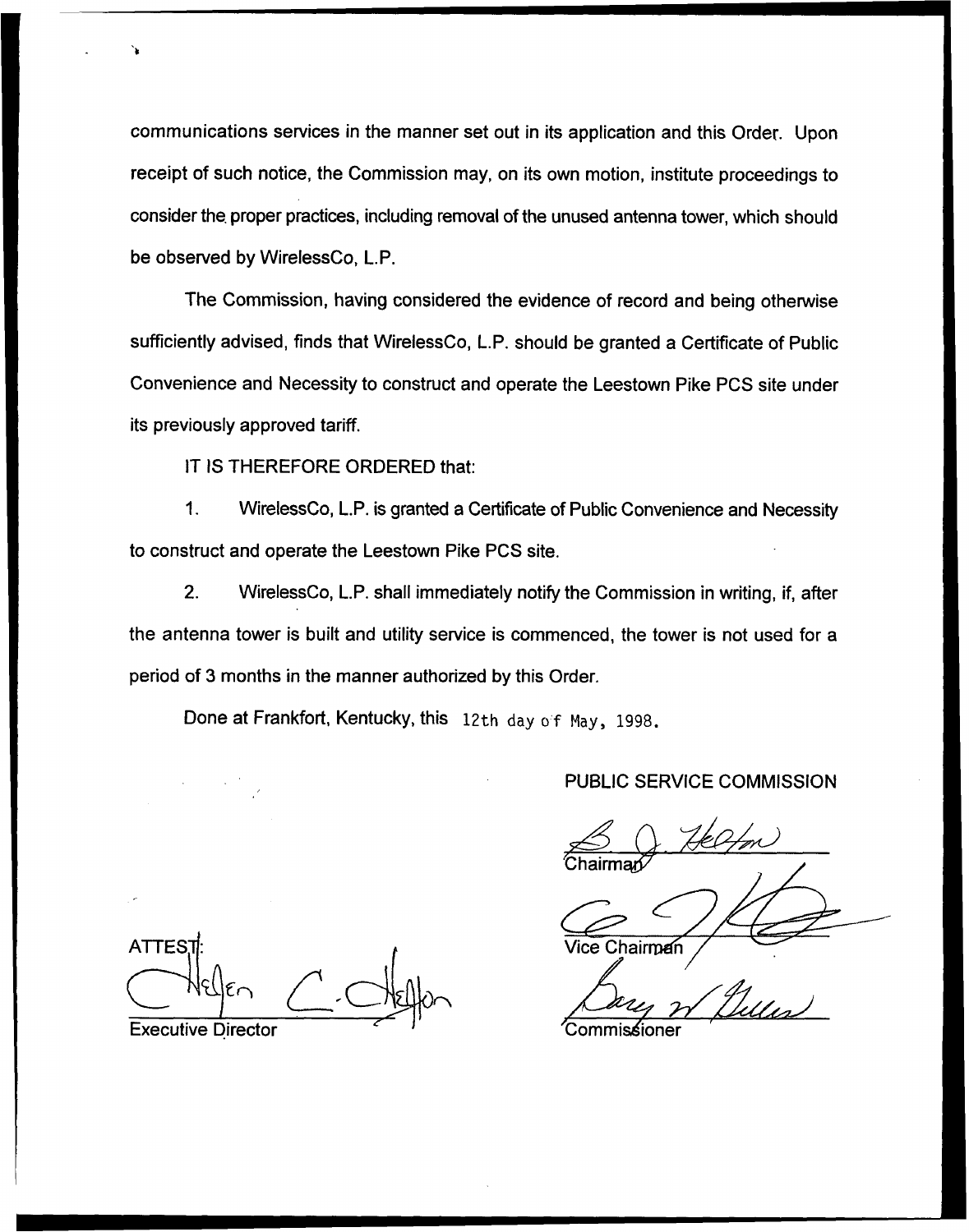communications services in the manner set out in its application and this Order. Upon receipt of such notice, the Commission may, on its own motion, institute proceedings to consider the proper practices, including removal of the unused antenna tower, which should be observed by WirelessCo, L.P.

The Commission, having considered the evidence of record and being otherwise sufficiently advised, finds that WirelessCo, L.P. should be granted a Certificate of Public Convenience and Necessity to construct and operate the Leestown Pike PCS site under its previously approved tariff.

IT IS THEREFORE ORDERED that:

1. WirelessCo, L.P. is granted a Certificate of Public Convenience and Necessity to construct and operate the Leestown Pike PCS site.

2. WirelessCo, L.P. shall immediately notify the Commission in writing, if, after the antenna tower is built and utility service is commenced, the tower is not used for a period of 3 months in the manner authorized by this Order.

Done at Frankfort, Kentucky, this 12th day of May, 1998.

PUBLIC SERVICE COMMISSION

Chairman

Vice Chairman

Commissioner

ATTEST:

Executive Director